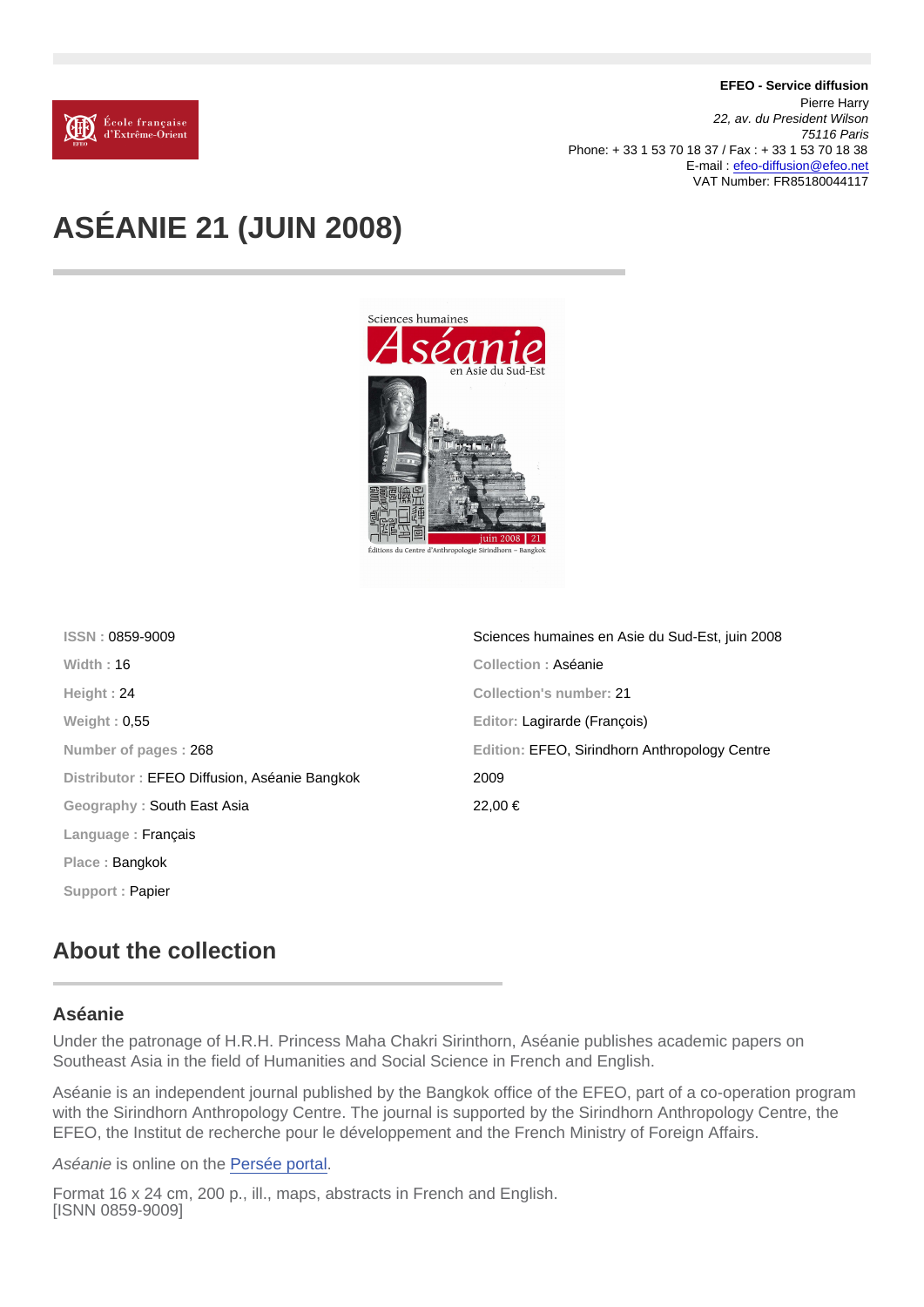**EFEO - Service diffusion**
Pierre Harry
*22, av. du President Wilson*
*75116 Paris*
Phone: + 33 1 53 70 18 37 / Fax : + 33 1 53 70 18 38
E-mail : efeo-diffusion@efeo.net
VAT Number: FR85180044117

# ASÉANIE 21 (JUIN 2008)

ISSN : 0859-9009
Width : 16
Height : 24
Weight : 0,55
Number of pages : 268
Distributor : EFEO Diffusion, Aséanie Bangkok
Geography : South East Asia
Language : Français
Place : Bangkok
Support : Papier

Sciences humaines en Asie du Sud-Est, juin 2008
Collection : Aséanie
Collection's number: 21
Editor: Lagirarde (François)
Edition: EFEO, Sirindhorn Anthropology Centre
2009
22,00 €

## About the collection

### Aséanie

Under the patronage of H.R.H. Princess Maha Chakri Sirinthorn, Aséanie publishes academic papers on Southeast Asia in the field of Humanities and Social Science in French and English.

Aséanie is an independent journal published by the Bangkok office of the EFEO, part of a co-operation program with the Sirindhorn Anthropology Centre. The journal is supported by the Sirindhorn Anthropology Centre, the EFEO, the Institut de recherche pour le développement and the French Ministry of Foreign Affairs.

*Aséanie* is online on the Persée portal.

Format 16 x 24 cm, 200 p., ill., maps, abstracts in French and English.
[ISNN 0859-9009]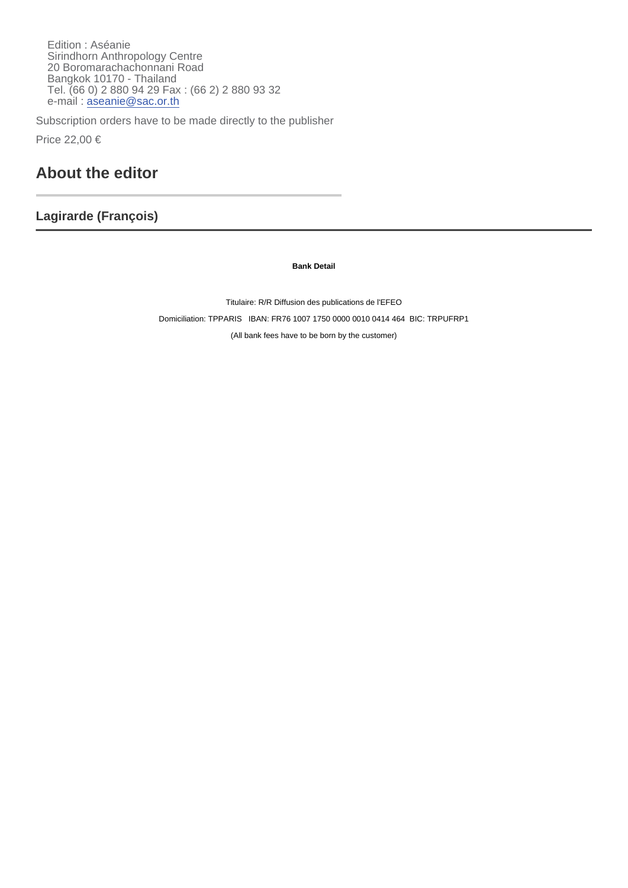Edition : Aséanie
Sirindhorn Anthropology Centre
20 Boromarachachonnani Road
Bangkok 10170 - Thailand
Tel. (66 0) 2 880 94 29 Fax : (66 2) 2 880 93 32
e-mail : aseanie@sac.or.th

Subscription orders have to be made directly to the publisher

Price 22,00 €

## About the editor

### Lagirarde (François)

**Bank Detail**

Titulaire: R/R Diffusion des publications de l'EFEO

Domiciliation: TPPARIS IBAN: FR76 1007 1750 0000 0010 0414 464 BIC: TRPUFRP1

(All bank fees have to be born by the customer)